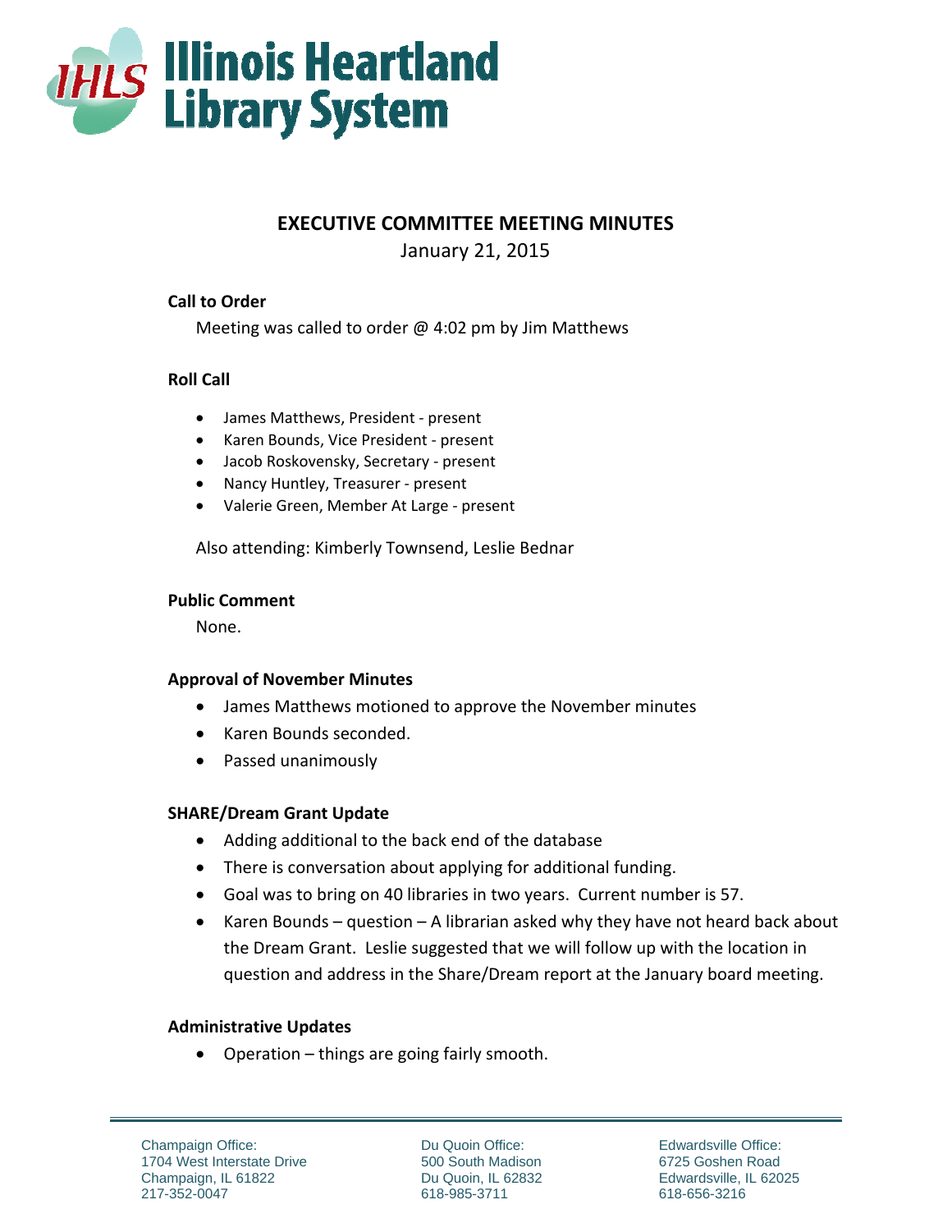# Illinois Heartland Library System

## EXECUTIVE COMMITTEE MEETING MINUTES

January 21, 2015

### Call to Order

Meeting was called to order @ 4:02 pm by Jim Matthews

### Roll Call

- James Matthews, President - present
- Karen Bounds, Vice President - present
- Jacob Roskovensky, Secretary - present
- Nancy Huntley, Treasurer - present
- Valerie Green, Member At Large - present

Also attending: Kimberly Townsend, Leslie Bednar

### Public Comment

None.

### Approval of November Minutes

- James Matthews motioned to approve the November minutes
- Karen Bounds seconded.
- Passed unanimously

### SHARE/Dream Grant Update

- Adding additional to the back end of the database
- There is conversation about applying for additional funding.
- Goal was to bring on 40 libraries in two years. Current number is 57.
- Karen Bounds – question – A librarian asked why they have not heard back about the Dream Grant. Leslie suggested that we will follow up with the location in question and address in the Share/Dream report at the January board meeting.

### Administrative Updates

- Operation – things are going fairly smooth.

Champaign Office:
1704 West Interstate Drive
Champaign, IL 61822
217-352-0047

Du Quoin Office:
500 South Madison
Du Quoin, IL 62832
618-985-3711

Edwardsville Office:
6725 Goshen Road
Edwardsville, IL 62025
618-656-3216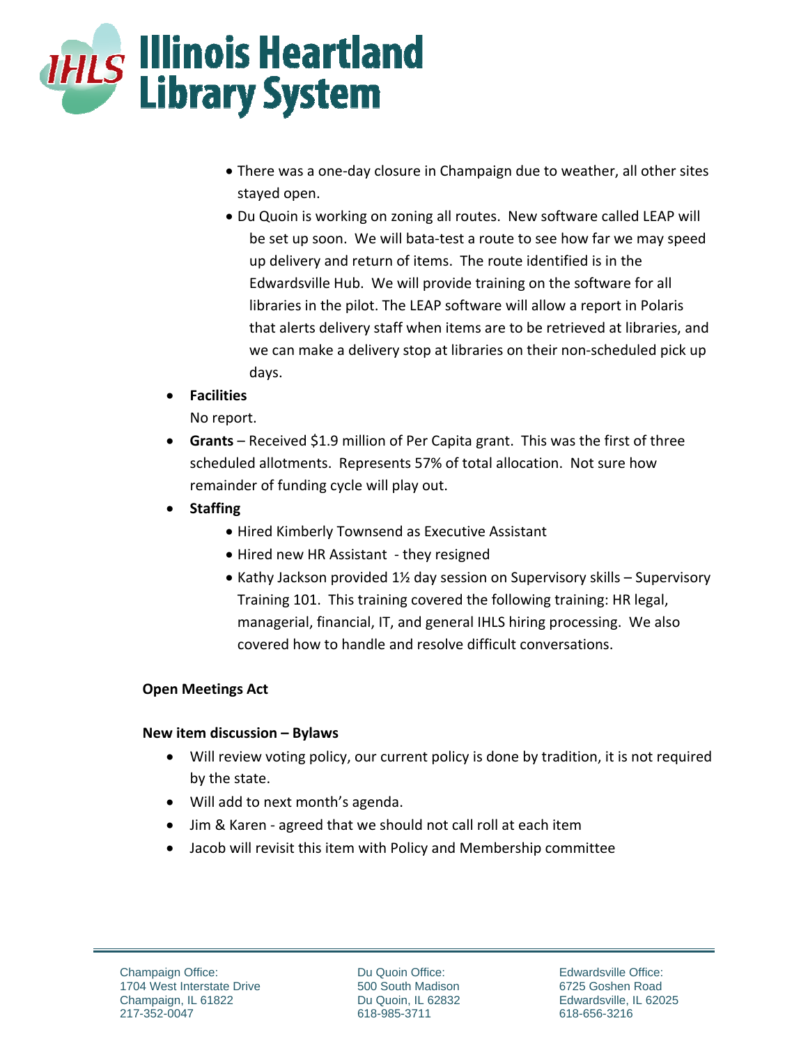- There was a one-day closure in Champaign due to weather, all other sites stayed open.
- Du Quoin is working on zoning all routes. New software called LEAP will be set up soon. We will bata-test a route to see how far we may speed up delivery and return of items. The route identified is in the Edwardsville Hub. We will provide training on the software for all libraries in the pilot. The LEAP software will allow a report in Polaris that alerts delivery staff when items are to be retrieved at libraries, and we can make a delivery stop at libraries on their non-scheduled pick up days.

- **Facilities**
  No report.
- **Grants** – Received $1.9 million of Per Capita grant. This was the first of three scheduled allotments. Represents 57% of total allocation. Not sure how remainder of funding cycle will play out.
- **Staffing**
  - Hired Kimberly Townsend as Executive Assistant
  - Hired new HR Assistant - they resigned
  - Kathy Jackson provided 1½ day session on Supervisory skills – Supervisory Training 101. This training covered the following training: HR legal, managerial, financial, IT, and general IHLS hiring processing. We also covered how to handle and resolve difficult conversations.

**Open Meetings Act**

**New item discussion – Bylaws**

- Will review voting policy, our current policy is done by tradition, it is not required by the state.
- Will add to next month's agenda.
- Jim & Karen - agreed that we should not call roll at each item
- Jacob will revisit this item with Policy and Membership committee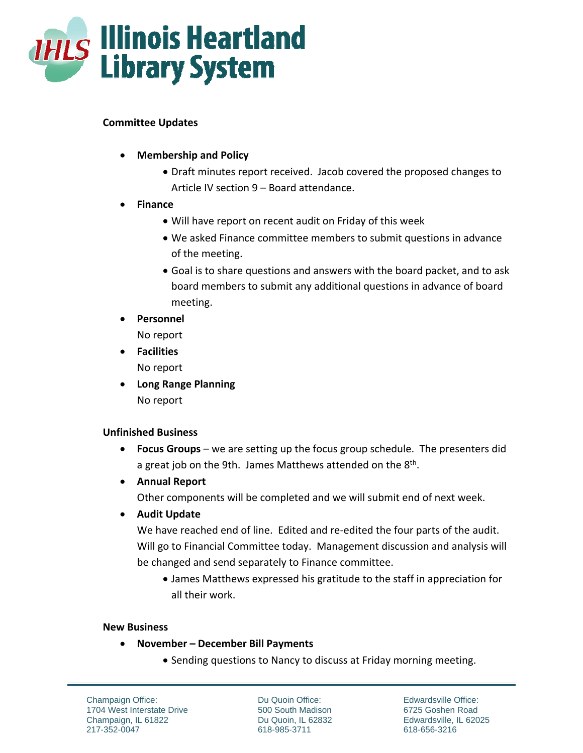**Committee Updates**

- **Membership and Policy**
  - Draft minutes report received. Jacob covered the proposed changes to Article IV section 9 – Board attendance.
- **Finance**
  - Will have report on recent audit on Friday of this week
  - We asked Finance committee members to submit questions in advance of the meeting.
  - Goal is to share questions and answers with the board packet, and to ask board members to submit any additional questions in advance of board meeting.
- **Personnel**

  No report
- **Facilities**

  No report
- **Long Range Planning**

  No report

**Unfinished Business**

- **Focus Groups** – we are setting up the focus group schedule. The presenters did a great job on the 9th. James Matthews attended on the 8th.
- **Annual Report**

  Other components will be completed and we will submit end of next week.
- **Audit Update**

  We have reached end of line. Edited and re-edited the four parts of the audit. Will go to Financial Committee today. Management discussion and analysis will be changed and send separately to Finance committee.
  - James Matthews expressed his gratitude to the staff in appreciation for all their work.

**New Business**

- **November – December Bill Payments**
  - Sending questions to Nancy to discuss at Friday morning meeting.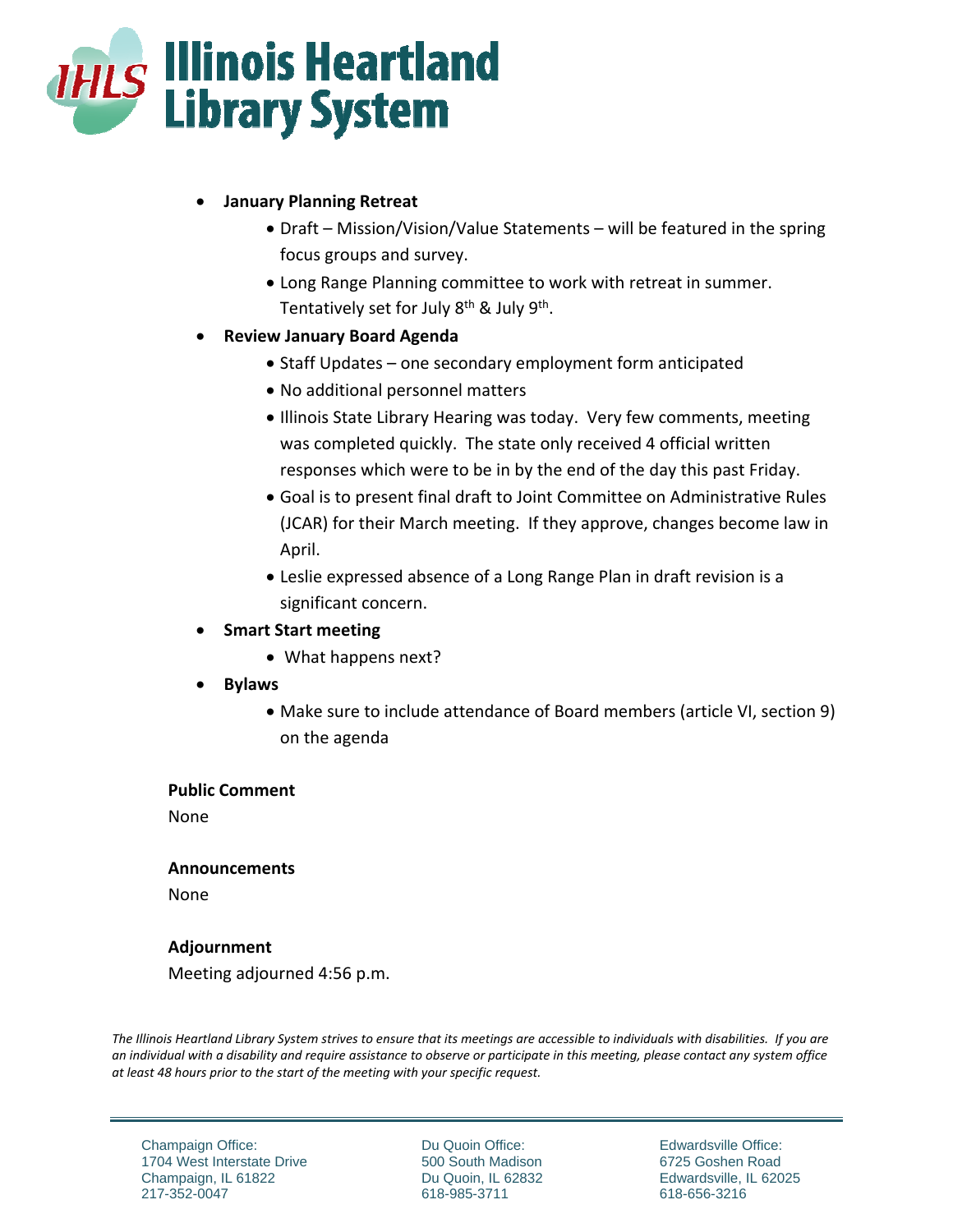- **January Planning Retreat**
  - Draft – Mission/Vision/Value Statements – will be featured in the spring focus groups and survey.
  - Long Range Planning committee to work with retreat in summer. Tentatively set for July 8th & July 9th.
- **Review January Board Agenda**
  - Staff Updates – one secondary employment form anticipated
  - No additional personnel matters
  - Illinois State Library Hearing was today. Very few comments, meeting was completed quickly. The state only received 4 official written responses which were to be in by the end of the day this past Friday.
  - Goal is to present final draft to Joint Committee on Administrative Rules (JCAR) for their March meeting. If they approve, changes become law in April.
  - Leslie expressed absence of a Long Range Plan in draft revision is a significant concern.
- **Smart Start meeting**
  - What happens next?
- **Bylaws**
  - Make sure to include attendance of Board members (article VI, section 9) on the agenda

**Public Comment**

None

**Announcements**

None

**Adjournment**

Meeting adjourned 4:56 p.m.

*The Illinois Heartland Library System strives to ensure that its meetings are accessible to individuals with disabilities. If you are an individual with a disability and require assistance to observe or participate in this meeting, please contact any system office at least 48 hours prior to the start of the meeting with your specific request.*